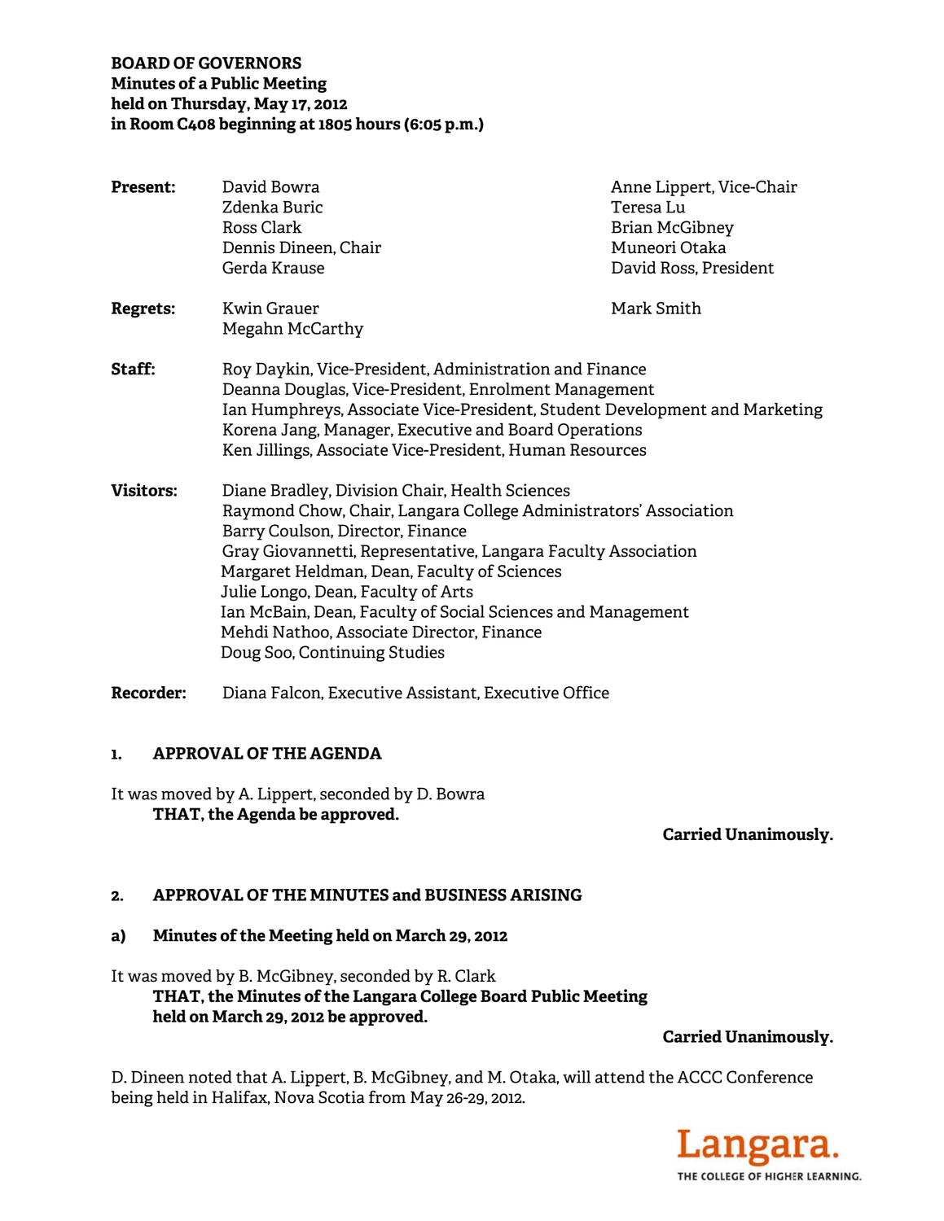**BOARD OF GOVERNORS**
**Minutes of a Public Meeting**
**held on Thursday, May 17, 2012**
**in Room C408 beginning at 1805 hours (6:05 p.m.)**

**Present:**
David Bowra
Zdenka Buric
Ross Clark
Dennis Dineen, Chair
Gerda Krause
Anne Lippert, Vice-Chair
Teresa Lu
Brian McGibney
Muneori Otaka
David Ross, President

**Regrets:**
Kwin Grauer
Megahn McCarthy
Mark Smith

**Staff:**
Roy Daykin, Vice-President, Administration and Finance
Deanna Douglas, Vice-President, Enrolment Management
Ian Humphreys, Associate Vice-President, Student Development and Marketing
Korena Jang, Manager, Executive and Board Operations
Ken Jillings, Associate Vice-President, Human Resources

**Visitors:**
Diane Bradley, Division Chair, Health Sciences
Raymond Chow, Chair, Langara College Administrators' Association
Barry Coulson, Director, Finance
Gray Giovannetti, Representative, Langara Faculty Association
Margaret Heldman, Dean, Faculty of Sciences
Julie Longo, Dean, Faculty of Arts
Ian McBain, Dean, Faculty of Social Sciences and Management
Mehdi Nathoo, Associate Director, Finance
Doug Soo, Continuing Studies

**Recorder:** Diana Falcon, Executive Assistant, Executive Office

## 1. APPROVAL OF THE AGENDA

It was moved by A. Lippert, seconded by D. Bowra

**THAT, the Agenda be approved.**

**Carried Unanimously.**

## 2. APPROVAL OF THE MINUTES and BUSINESS ARISING

### a) Minutes of the Meeting held on March 29, 2012

It was moved by B. McGibney, seconded by R. Clark

**THAT, the Minutes of the Langara College Board Public Meeting held on March 29, 2012 be approved.**

**Carried Unanimously.**

D. Dineen noted that A. Lippert, B. McGibney, and M. Otaka, will attend the ACCC Conference being held in Halifax, Nova Scotia from May 26-29, 2012.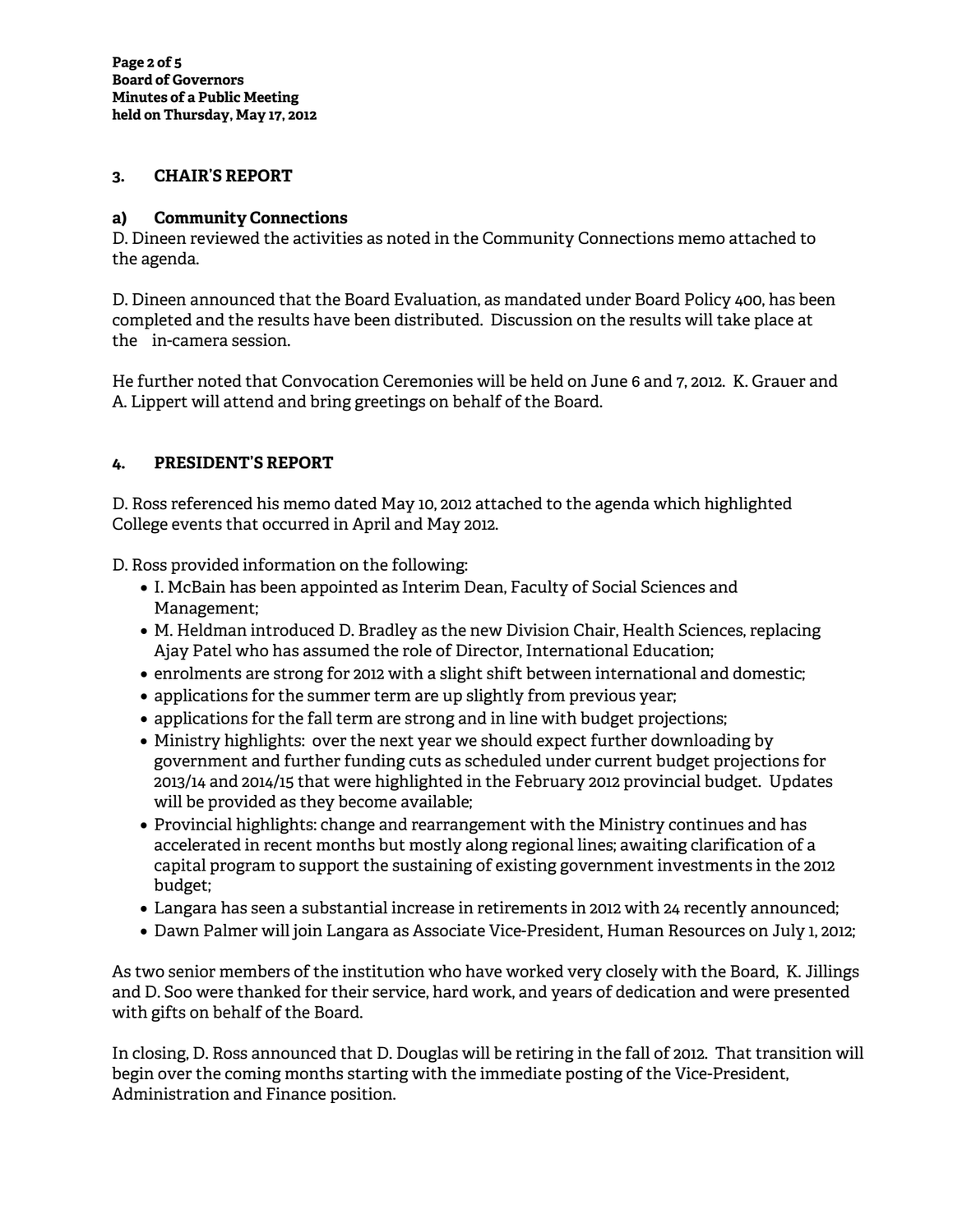## 3. CHAIR'S REPORT

### a) Community Connections

D. Dineen reviewed the activities as noted in the Community Connections memo attached to the agenda.

D. Dineen announced that the Board Evaluation, as mandated under Board Policy 400, has been completed and the results have been distributed. Discussion on the results will take place at the in-camera session.

He further noted that Convocation Ceremonies will be held on June 6 and 7, 2012. K. Grauer and A. Lippert will attend and bring greetings on behalf of the Board.

## 4. PRESIDENT'S REPORT

D. Ross referenced his memo dated May 10, 2012 attached to the agenda which highlighted College events that occurred in April and May 2012.

D. Ross provided information on the following:

- I. McBain has been appointed as Interim Dean, Faculty of Social Sciences and Management;
- M. Heldman introduced D. Bradley as the new Division Chair, Health Sciences, replacing Ajay Patel who has assumed the role of Director, International Education;
- enrolments are strong for 2012 with a slight shift between international and domestic;
- applications for the summer term are up slightly from previous year;
- applications for the fall term are strong and in line with budget projections;
- Ministry highlights: over the next year we should expect further downloading by government and further funding cuts as scheduled under current budget projections for 2013/14 and 2014/15 that were highlighted in the February 2012 provincial budget. Updates will be provided as they become available;
- Provincial highlights: change and rearrangement with the Ministry continues and has accelerated in recent months but mostly along regional lines; awaiting clarification of a capital program to support the sustaining of existing government investments in the 2012 budget;
- Langara has seen a substantial increase in retirements in 2012 with 24 recently announced;
- Dawn Palmer will join Langara as Associate Vice-President, Human Resources on July 1, 2012;

As two senior members of the institution who have worked very closely with the Board, K. Jillings and D. Soo were thanked for their service, hard work, and years of dedication and were presented with gifts on behalf of the Board.

In closing, D. Ross announced that D. Douglas will be retiring in the fall of 2012. That transition will begin over the coming months starting with the immediate posting of the Vice-President, Administration and Finance position.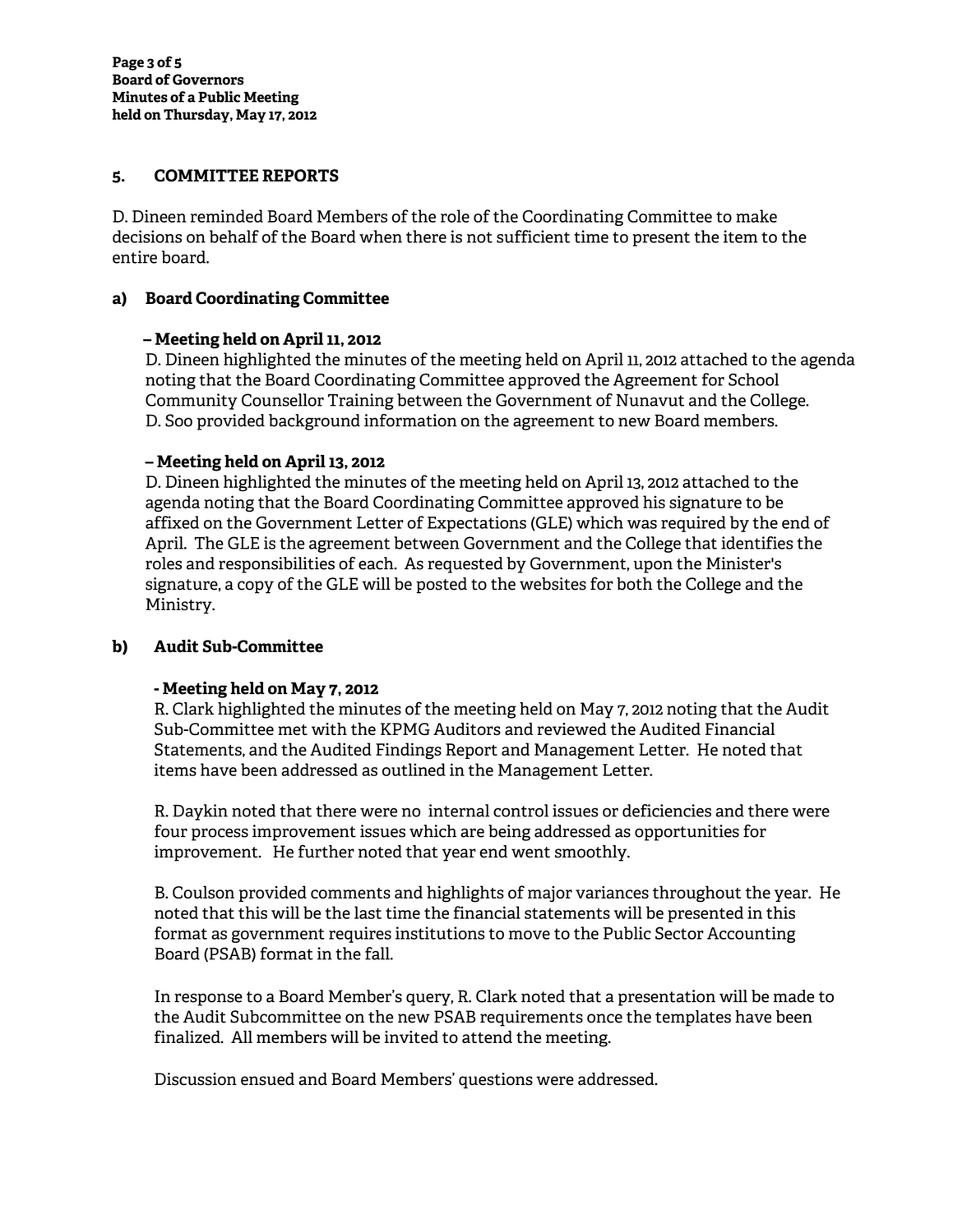## 5. COMMITTEE REPORTS

D. Dineen reminded Board Members of the role of the Coordinating Committee to make decisions on behalf of the Board when there is not sufficient time to present the item to the entire board.

### a) Board Coordinating Committee

**– Meeting held on April 11, 2012**

D. Dineen highlighted the minutes of the meeting held on April 11, 2012 attached to the agenda noting that the Board Coordinating Committee approved the Agreement for School Community Counsellor Training between the Government of Nunavut and the College. D. Soo provided background information on the agreement to new Board members.

**– Meeting held on April 13, 2012**

D. Dineen highlighted the minutes of the meeting held on April 13, 2012 attached to the agenda noting that the Board Coordinating Committee approved his signature to be affixed on the Government Letter of Expectations (GLE) which was required by the end of April. The GLE is the agreement between Government and the College that identifies the roles and responsibilities of each. As requested by Government, upon the Minister's signature, a copy of the GLE will be posted to the websites for both the College and the Ministry.

### b) Audit Sub-Committee

**- Meeting held on May 7, 2012**

R. Clark highlighted the minutes of the meeting held on May 7, 2012 noting that the Audit Sub-Committee met with the KPMG Auditors and reviewed the Audited Financial Statements, and the Audited Findings Report and Management Letter. He noted that items have been addressed as outlined in the Management Letter.

R. Daykin noted that there were no internal control issues or deficiencies and there were four process improvement issues which are being addressed as opportunities for improvement. He further noted that year end went smoothly.

B. Coulson provided comments and highlights of major variances throughout the year. He noted that this will be the last time the financial statements will be presented in this format as government requires institutions to move to the Public Sector Accounting Board (PSAB) format in the fall.

In response to a Board Member's query, R. Clark noted that a presentation will be made to the Audit Subcommittee on the new PSAB requirements once the templates have been finalized. All members will be invited to attend the meeting.

Discussion ensued and Board Members' questions were addressed.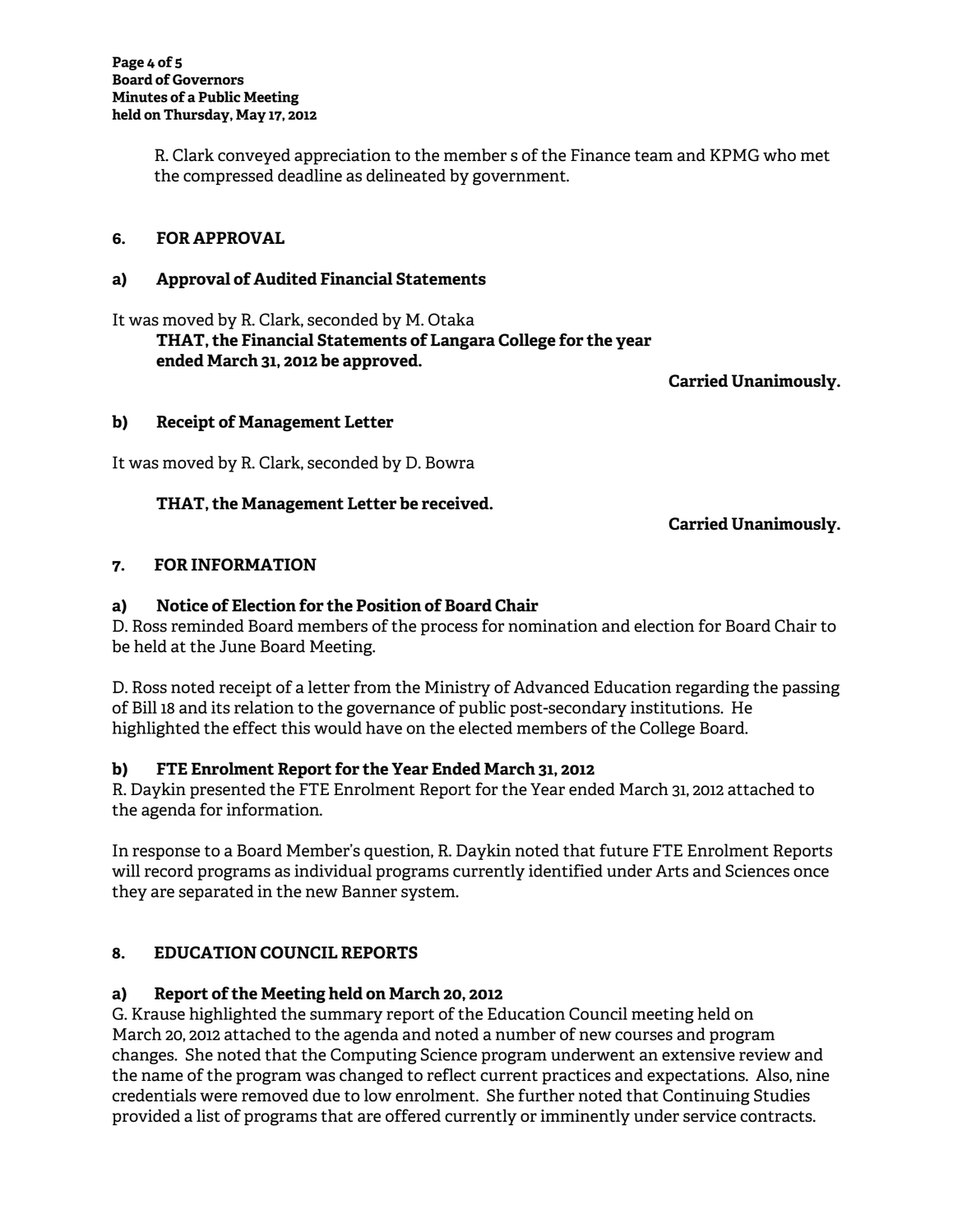R. Clark conveyed appreciation to the member s of the Finance team and KPMG who met the compressed deadline as delineated by government.

## 6. FOR APPROVAL

### a) Approval of Audited Financial Statements

It was moved by R. Clark, seconded by M. Otaka

**THAT, the Financial Statements of Langara College for the year ended March 31, 2012 be approved.**

**Carried Unanimously.**

### b) Receipt of Management Letter

It was moved by R. Clark, seconded by D. Bowra

**THAT, the Management Letter be received.**

**Carried Unanimously.**

## 7. FOR INFORMATION

### a) Notice of Election for the Position of Board Chair

D. Ross reminded Board members of the process for nomination and election for Board Chair to be held at the June Board Meeting.

D. Ross noted receipt of a letter from the Ministry of Advanced Education regarding the passing of Bill 18 and its relation to the governance of public post-secondary institutions. He highlighted the effect this would have on the elected members of the College Board.

### b) FTE Enrolment Report for the Year Ended March 31, 2012

R. Daykin presented the FTE Enrolment Report for the Year ended March 31, 2012 attached to the agenda for information.

In response to a Board Member's question, R. Daykin noted that future FTE Enrolment Reports will record programs as individual programs currently identified under Arts and Sciences once they are separated in the new Banner system.

## 8. EDUCATION COUNCIL REPORTS

### a) Report of the Meeting held on March 20, 2012

G. Krause highlighted the summary report of the Education Council meeting held on March 20, 2012 attached to the agenda and noted a number of new courses and program changes. She noted that the Computing Science program underwent an extensive review and the name of the program was changed to reflect current practices and expectations. Also, nine credentials were removed due to low enrolment. She further noted that Continuing Studies provided a list of programs that are offered currently or imminently under service contracts.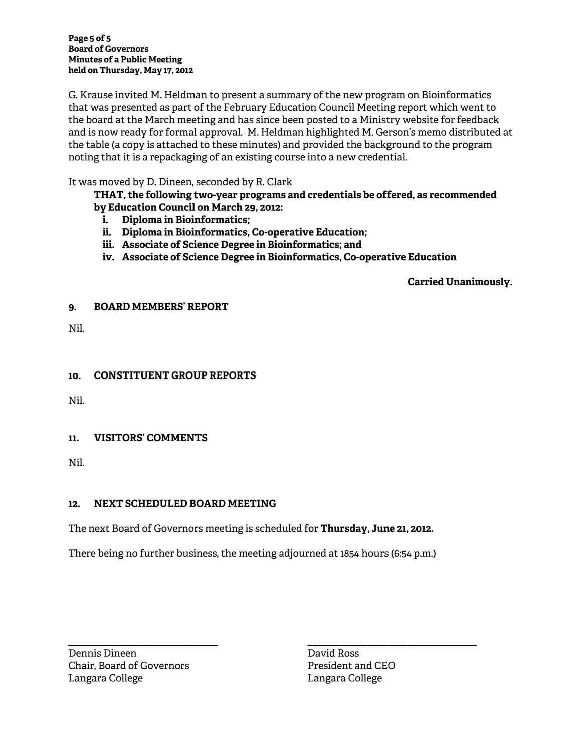G. Krause invited M. Heldman to present a summary of the new program on Bioinformatics that was presented as part of the February Education Council Meeting report which went to the board at the March meeting and has since been posted to a Ministry website for feedback and is now ready for formal approval. M. Heldman highlighted M. Gerson's memo distributed at the table (a copy is attached to these minutes) and provided the background to the program noting that it is a repackaging of an existing course into a new credential.

It was moved by D. Dineen, seconded by R. Clark

> **THAT, the following two-year programs and credentials be offered, as recommended by Education Council on March 29, 2012:**
>
> **i. Diploma in Bioinformatics;**
> **ii. Diploma in Bioinformatics, Co-operative Education;**
> **iii. Associate of Science Degree in Bioinformatics; and**
> **iv. Associate of Science Degree in Bioinformatics, Co-operative Education**

**Carried Unanimously.**

## 9. BOARD MEMBERS' REPORT

Nil.

## 10. CONSTITUENT GROUP REPORTS

Nil.

## 11. VISITORS' COMMENTS

Nil.

## 12. NEXT SCHEDULED BOARD MEETING

The next Board of Governors meeting is scheduled for **Thursday, June 21, 2012.**

There being no further business, the meeting adjourned at 1854 hours (6:54 p.m.)

\_\_\_\_\_\_\_\_\_\_\_\_\_\_\_\_\_\_\_\_\_\_\_\_\_\_\_\_
Dennis Dineen
Chair, Board of Governors
Langara College

\_\_\_\_\_\_\_\_\_\_\_\_\_\_\_\_\_\_\_\_\_\_\_\_\_\_\_\_
David Ross
President and CEO
Langara College